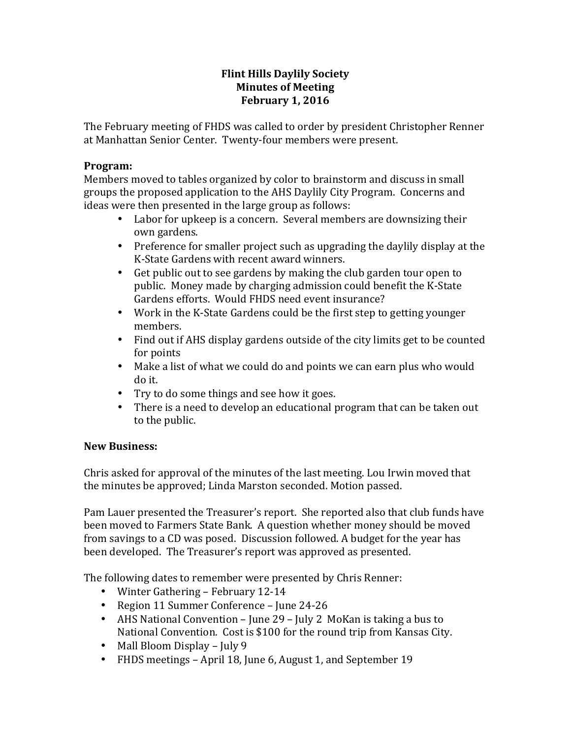# Flint Hills Daylily Society
## Minutes of Meeting
## February 1, 2016

The February meeting of FHDS was called to order by president Christopher Renner at Manhattan Senior Center. Twenty-four members were present.

**Program:**

Members moved to tables organized by color to brainstorm and discuss in small groups the proposed application to the AHS Daylily City Program. Concerns and ideas were then presented in the large group as follows:

- Labor for upkeep is a concern. Several members are downsizing their own gardens.
- Preference for smaller project such as upgrading the daylily display at the K-State Gardens with recent award winners.
- Get public out to see gardens by making the club garden tour open to public. Money made by charging admission could benefit the K-State Gardens efforts. Would FHDS need event insurance?
- Work in the K-State Gardens could be the first step to getting younger members.
- Find out if AHS display gardens outside of the city limits get to be counted for points
- Make a list of what we could do and points we can earn plus who would do it.
- Try to do some things and see how it goes.
- There is a need to develop an educational program that can be taken out to the public.

**New Business:**

Chris asked for approval of the minutes of the last meeting. Lou Irwin moved that the minutes be approved; Linda Marston seconded. Motion passed.

Pam Lauer presented the Treasurer's report. She reported also that club funds have been moved to Farmers State Bank. A question whether money should be moved from savings to a CD was posed. Discussion followed. A budget for the year has been developed. The Treasurer's report was approved as presented.

The following dates to remember were presented by Chris Renner:

- Winter Gathering – February 12-14
- Region 11 Summer Conference – June 24-26
- AHS National Convention – June 29 – July 2 MoKan is taking a bus to National Convention. Cost is $100 for the round trip from Kansas City.
- Mall Bloom Display – July 9
- FHDS meetings – April 18, June 6, August 1, and September 19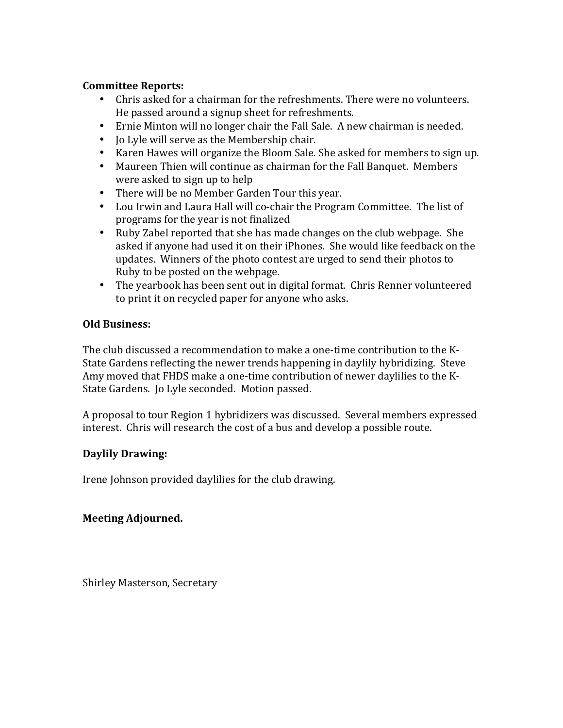**Committee Reports:**

- Chris asked for a chairman for the refreshments. There were no volunteers. He passed around a signup sheet for refreshments.
- Ernie Minton will no longer chair the Fall Sale. A new chairman is needed.
- Jo Lyle will serve as the Membership chair.
- Karen Hawes will organize the Bloom Sale. She asked for members to sign up.
- Maureen Thien will continue as chairman for the Fall Banquet. Members were asked to sign up to help
- There will be no Member Garden Tour this year.
- Lou Irwin and Laura Hall will co-chair the Program Committee. The list of programs for the year is not finalized
- Ruby Zabel reported that she has made changes on the club webpage. She asked if anyone had used it on their iPhones. She would like feedback on the updates. Winners of the photo contest are urged to send their photos to Ruby to be posted on the webpage.
- The yearbook has been sent out in digital format. Chris Renner volunteered to print it on recycled paper for anyone who asks.

**Old Business:**

The club discussed a recommendation to make a one-time contribution to the K-State Gardens reflecting the newer trends happening in daylily hybridizing. Steve Amy moved that FHDS make a one-time contribution of newer daylilies to the K-State Gardens. Jo Lyle seconded. Motion passed.

A proposal to tour Region 1 hybridizers was discussed. Several members expressed interest. Chris will research the cost of a bus and develop a possible route.

**Daylily Drawing:**

Irene Johnson provided daylilies for the club drawing.

**Meeting Adjourned.**

Shirley Masterson, Secretary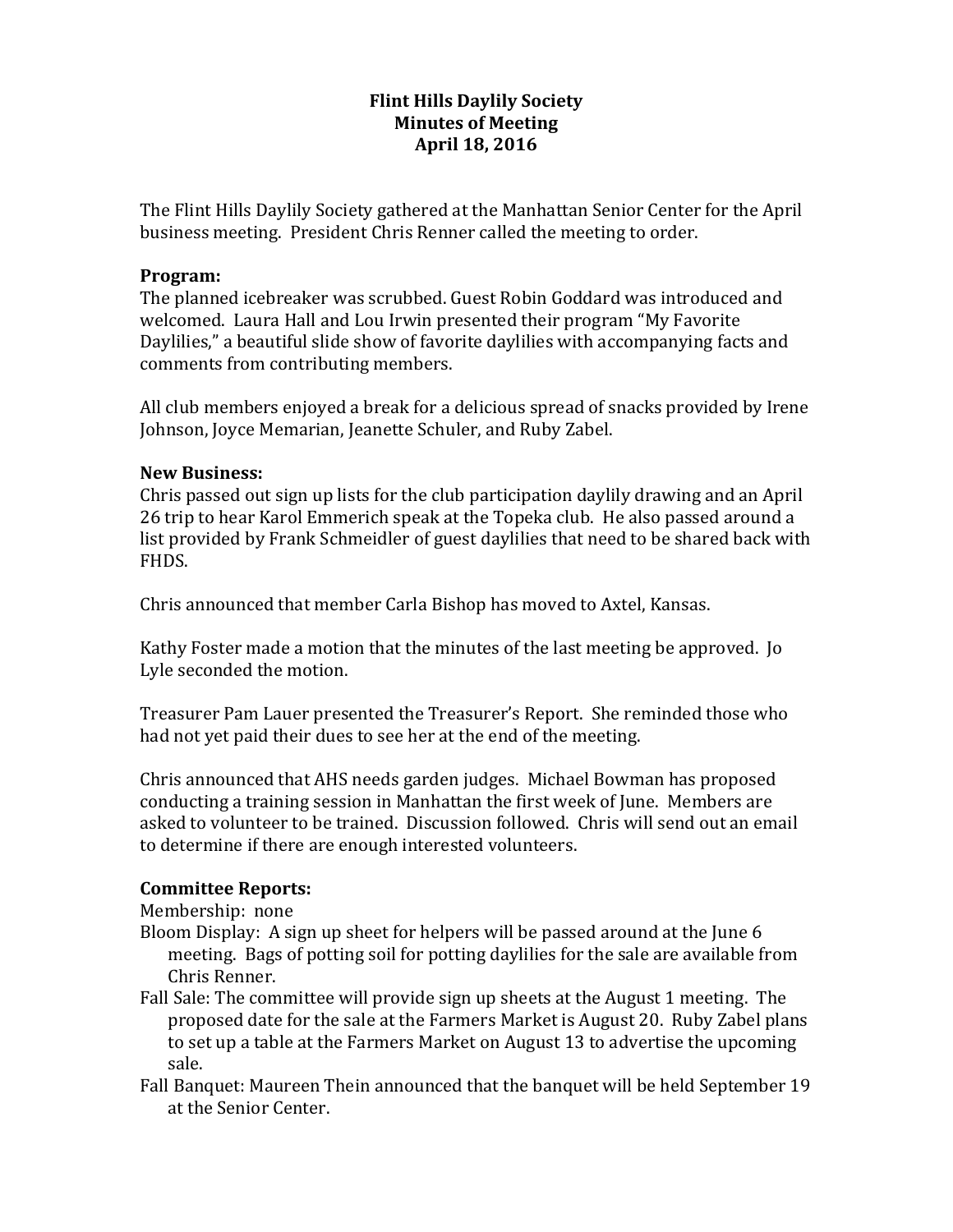# Flint Hills Daylily Society
## Minutes of Meeting
## April 18, 2016

The Flint Hills Daylily Society gathered at the Manhattan Senior Center for the April business meeting. President Chris Renner called the meeting to order.

**Program:**
The planned icebreaker was scrubbed. Guest Robin Goddard was introduced and welcomed. Laura Hall and Lou Irwin presented their program "My Favorite Daylilies," a beautiful slide show of favorite daylilies with accompanying facts and comments from contributing members.

All club members enjoyed a break for a delicious spread of snacks provided by Irene Johnson, Joyce Memarian, Jeanette Schuler, and Ruby Zabel.

**New Business:**
Chris passed out sign up lists for the club participation daylily drawing and an April 26 trip to hear Karol Emmerich speak at the Topeka club. He also passed around a list provided by Frank Schmeidler of guest daylilies that need to be shared back with FHDS.

Chris announced that member Carla Bishop has moved to Axtel, Kansas.

Kathy Foster made a motion that the minutes of the last meeting be approved. Jo Lyle seconded the motion.

Treasurer Pam Lauer presented the Treasurer's Report. She reminded those who had not yet paid their dues to see her at the end of the meeting.

Chris announced that AHS needs garden judges. Michael Bowman has proposed conducting a training session in Manhattan the first week of June. Members are asked to volunteer to be trained. Discussion followed. Chris will send out an email to determine if there are enough interested volunteers.

**Committee Reports:**

Membership: none

Bloom Display: A sign up sheet for helpers will be passed around at the June 6 meeting. Bags of potting soil for potting daylilies for the sale are available from Chris Renner.

Fall Sale: The committee will provide sign up sheets at the August 1 meeting. The proposed date for the sale at the Farmers Market is August 20. Ruby Zabel plans to set up a table at the Farmers Market on August 13 to advertise the upcoming sale.

Fall Banquet: Maureen Thein announced that the banquet will be held September 19 at the Senior Center.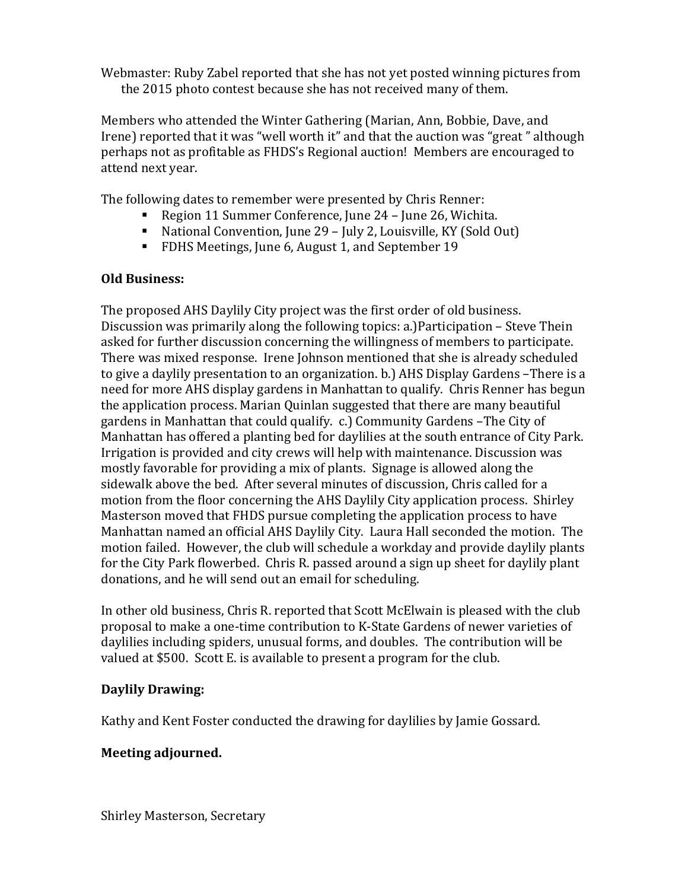Webmaster: Ruby Zabel reported that she has not yet posted winning pictures from the 2015 photo contest because she has not received many of them.

Members who attended the Winter Gathering (Marian, Ann, Bobbie, Dave, and Irene) reported that it was "well worth it" and that the auction was "great " although perhaps not as profitable as FHDS's Regional auction! Members are encouraged to attend next year.

The following dates to remember were presented by Chris Renner:

- Region 11 Summer Conference, June 24 – June 26, Wichita.
- National Convention, June 29 – July 2, Louisville, KY (Sold Out)
- FDHS Meetings, June 6, August 1, and September 19

**Old Business:**

The proposed AHS Daylily City project was the first order of old business. Discussion was primarily along the following topics: a.)Participation – Steve Thein asked for further discussion concerning the willingness of members to participate. There was mixed response. Irene Johnson mentioned that she is already scheduled to give a daylily presentation to an organization. b.) AHS Display Gardens –There is a need for more AHS display gardens in Manhattan to qualify. Chris Renner has begun the application process. Marian Quinlan suggested that there are many beautiful gardens in Manhattan that could qualify. c.) Community Gardens –The City of Manhattan has offered a planting bed for daylilies at the south entrance of City Park. Irrigation is provided and city crews will help with maintenance. Discussion was mostly favorable for providing a mix of plants. Signage is allowed along the sidewalk above the bed. After several minutes of discussion, Chris called for a motion from the floor concerning the AHS Daylily City application process. Shirley Masterson moved that FHDS pursue completing the application process to have Manhattan named an official AHS Daylily City. Laura Hall seconded the motion. The motion failed. However, the club will schedule a workday and provide daylily plants for the City Park flowerbed. Chris R. passed around a sign up sheet for daylily plant donations, and he will send out an email for scheduling.

In other old business, Chris R. reported that Scott McElwain is pleased with the club proposal to make a one-time contribution to K-State Gardens of newer varieties of daylilies including spiders, unusual forms, and doubles. The contribution will be valued at $500. Scott E. is available to present a program for the club.

**Daylily Drawing:**

Kathy and Kent Foster conducted the drawing for daylilies by Jamie Gossard.

**Meeting adjourned.**

Shirley Masterson, Secretary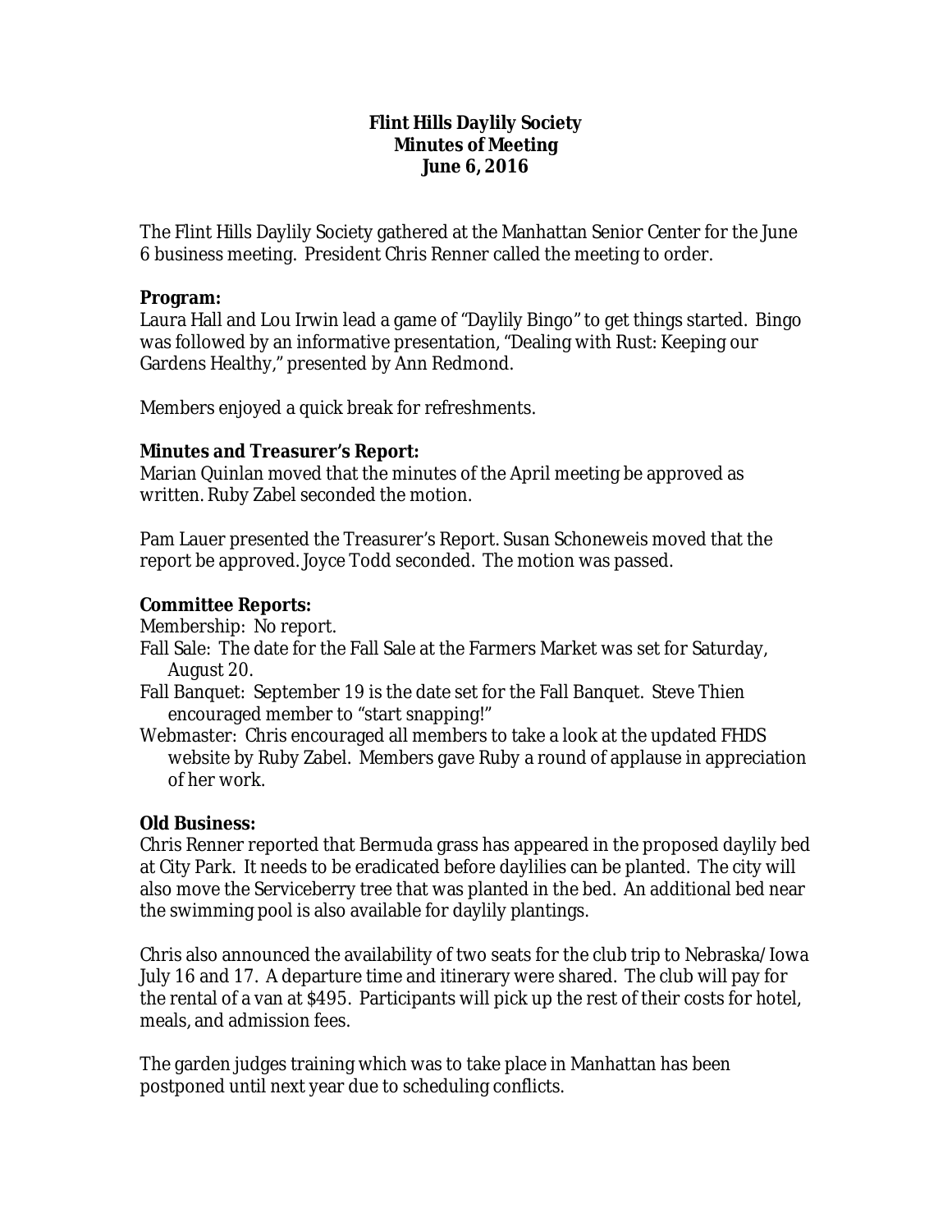**Flint Hills Daylily Society**
**Minutes of Meeting**
**June 6, 2016**

The Flint Hills Daylily Society gathered at the Manhattan Senior Center for the June 6 business meeting. President Chris Renner called the meeting to order.

**Program:**
Laura Hall and Lou Irwin lead a game of "Daylily Bingo" to get things started. Bingo was followed by an informative presentation, "Dealing with Rust: Keeping our Gardens Healthy," presented by Ann Redmond.

Members enjoyed a quick break for refreshments.

**Minutes and Treasurer's Report:**
Marian Quinlan moved that the minutes of the April meeting be approved as written. Ruby Zabel seconded the motion.

Pam Lauer presented the Treasurer's Report. Susan Schoneweis moved that the report be approved. Joyce Todd seconded. The motion was passed.

**Committee Reports:**
Membership: No report.
Fall Sale: The date for the Fall Sale at the Farmers Market was set for Saturday, August 20.
Fall Banquet: September 19 is the date set for the Fall Banquet. Steve Thien encouraged member to "start snapping!"
Webmaster: Chris encouraged all members to take a look at the updated FHDS website by Ruby Zabel. Members gave Ruby a round of applause in appreciation of her work.

**Old Business:**
Chris Renner reported that Bermuda grass has appeared in the proposed daylily bed at City Park. It needs to be eradicated before daylilies can be planted. The city will also move the Serviceberry tree that was planted in the bed. An additional bed near the swimming pool is also available for daylily plantings.

Chris also announced the availability of two seats for the club trip to Nebraska/Iowa July 16 and 17. A departure time and itinerary were shared. The club will pay for the rental of a van at $495. Participants will pick up the rest of their costs for hotel, meals, and admission fees.

The garden judges training which was to take place in Manhattan has been postponed until next year due to scheduling conflicts.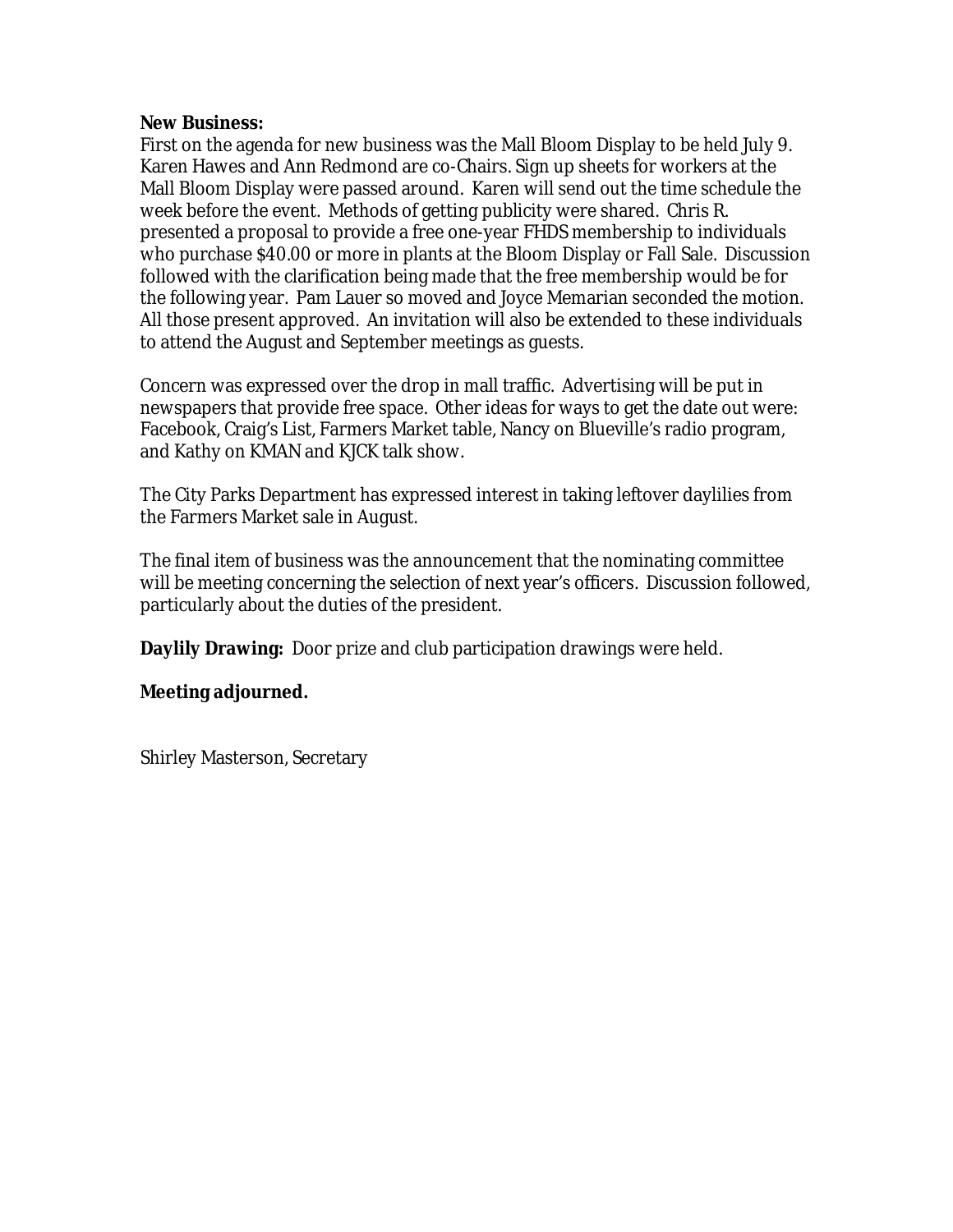**New Business:**
First on the agenda for new business was the Mall Bloom Display to be held July 9. Karen Hawes and Ann Redmond are co-Chairs. Sign up sheets for workers at the Mall Bloom Display were passed around. Karen will send out the time schedule the week before the event. Methods of getting publicity were shared. Chris R. presented a proposal to provide a free one-year FHDS membership to individuals who purchase $40.00 or more in plants at the Bloom Display or Fall Sale. Discussion followed with the clarification being made that the free membership would be for the following year. Pam Lauer so moved and Joyce Memarian seconded the motion. All those present approved. An invitation will also be extended to these individuals to attend the August and September meetings as guests.

Concern was expressed over the drop in mall traffic. Advertising will be put in newspapers that provide free space. Other ideas for ways to get the date out were: Facebook, Craig's List, Farmers Market table, Nancy on Blueville's radio program, and Kathy on KMAN and KJCK talk show.

The City Parks Department has expressed interest in taking leftover daylilies from the Farmers Market sale in August.

The final item of business was the announcement that the nominating committee will be meeting concerning the selection of next year's officers. Discussion followed, particularly about the duties of the president.

**Daylily Drawing:** Door prize and club participation drawings were held.

**Meeting adjourned.**

Shirley Masterson, Secretary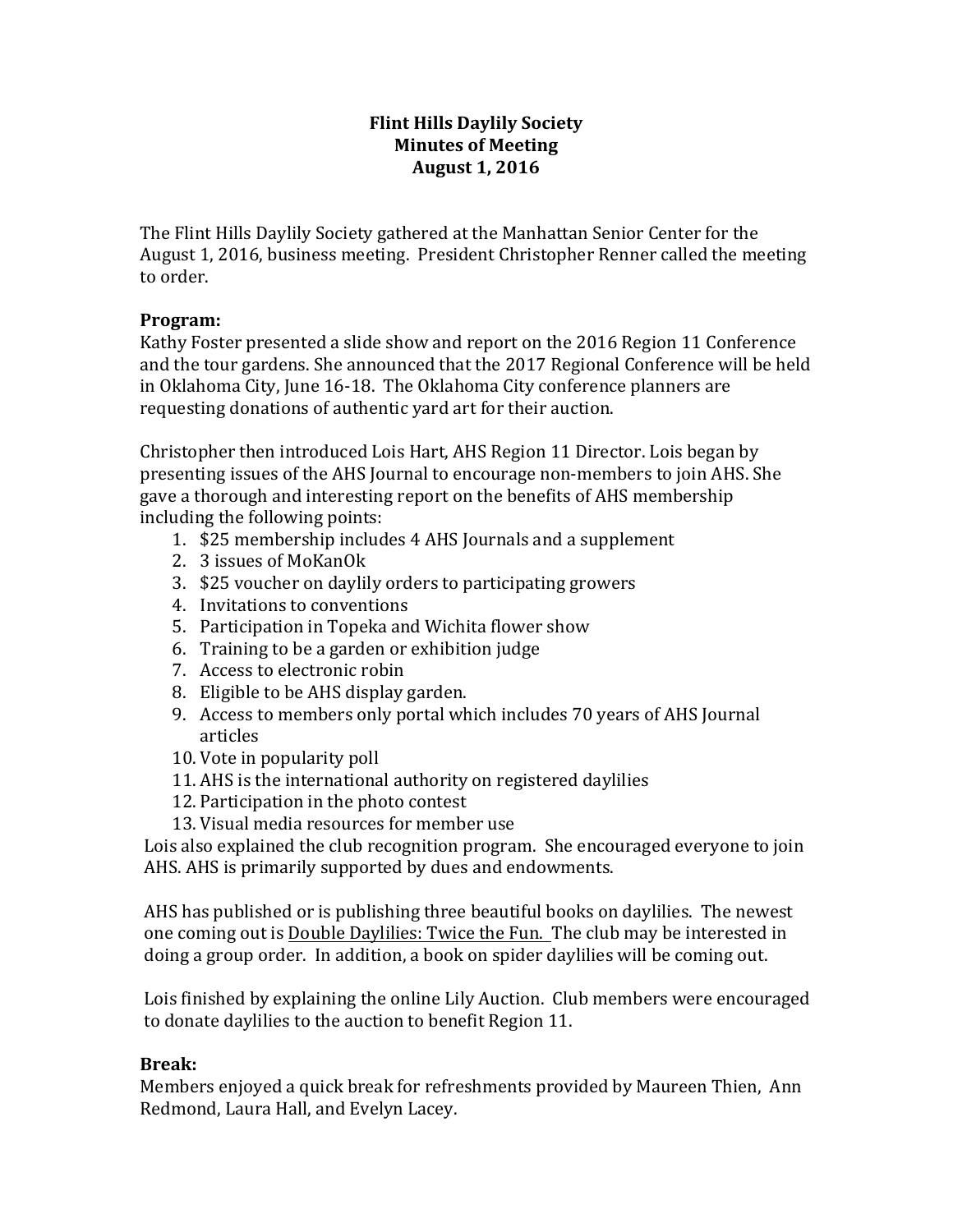**Flint Hills Daylily Society**
**Minutes of Meeting**
**August 1, 2016**

The Flint Hills Daylily Society gathered at the Manhattan Senior Center for the August 1, 2016, business meeting. President Christopher Renner called the meeting to order.

**Program:**
Kathy Foster presented a slide show and report on the 2016 Region 11 Conference and the tour gardens. She announced that the 2017 Regional Conference will be held in Oklahoma City, June 16-18. The Oklahoma City conference planners are requesting donations of authentic yard art for their auction.

Christopher then introduced Lois Hart, AHS Region 11 Director. Lois began by presenting issues of the AHS Journal to encourage non-members to join AHS. She gave a thorough and interesting report on the benefits of AHS membership including the following points:

1. $25 membership includes 4 AHS Journals and a supplement
2. 3 issues of MoKanOk
3. $25 voucher on daylily orders to participating growers
4. Invitations to conventions
5. Participation in Topeka and Wichita flower show
6. Training to be a garden or exhibition judge
7. Access to electronic robin
8. Eligible to be AHS display garden.
9. Access to members only portal which includes 70 years of AHS Journal articles
10. Vote in popularity poll
11. AHS is the international authority on registered daylilies
12. Participation in the photo contest
13. Visual media resources for member use

Lois also explained the club recognition program. She encouraged everyone to join AHS. AHS is primarily supported by dues and endowments.

AHS has published or is publishing three beautiful books on daylilies. The newest one coming out is <u>Double Daylilies: Twice the Fun.</u> The club may be interested in doing a group order. In addition, a book on spider daylilies will be coming out.

Lois finished by explaining the online Lily Auction. Club members were encouraged to donate daylilies to the auction to benefit Region 11.

**Break:**
Members enjoyed a quick break for refreshments provided by Maureen Thien, Ann Redmond, Laura Hall, and Evelyn Lacey.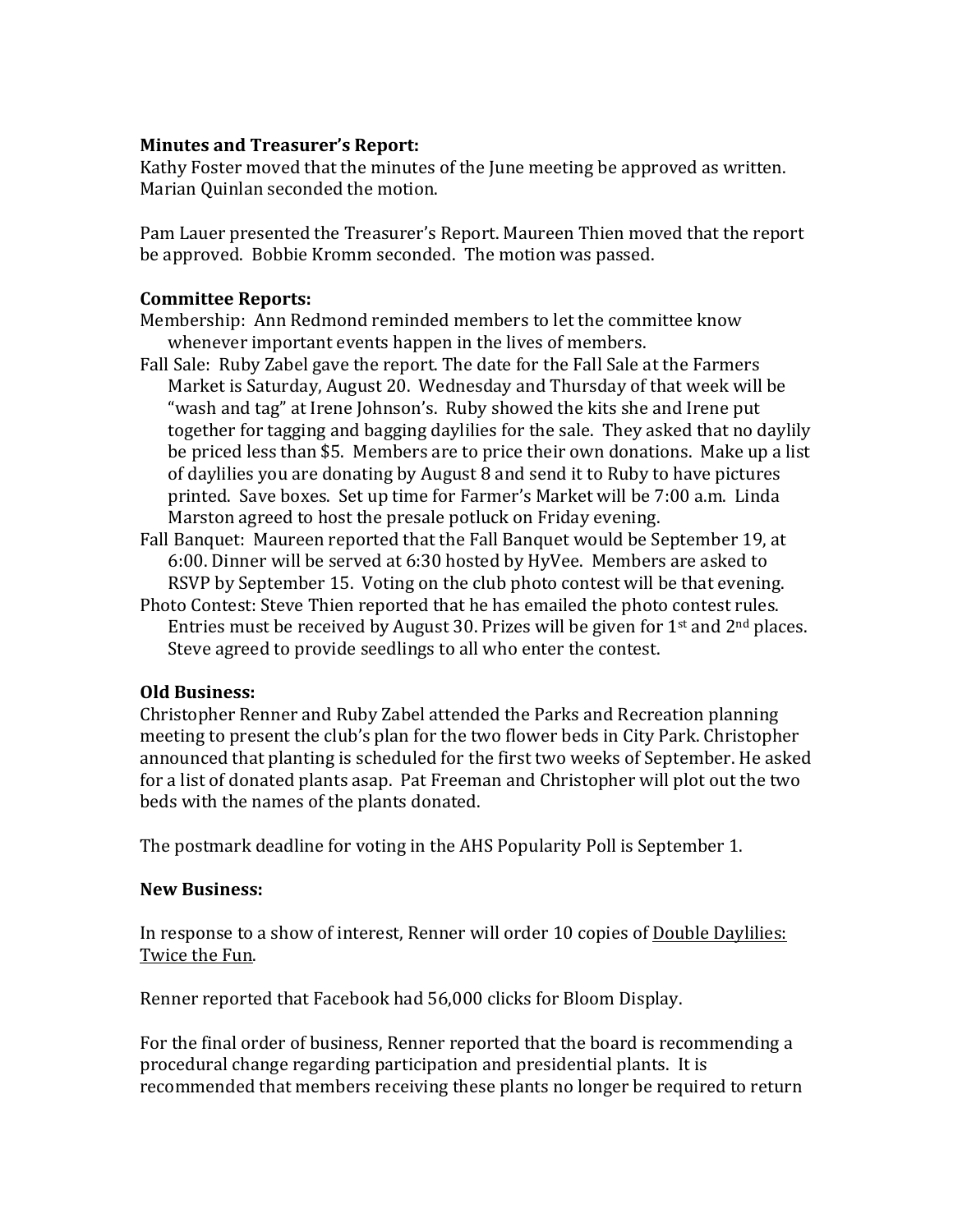**Minutes and Treasurer's Report:**

Kathy Foster moved that the minutes of the June meeting be approved as written. Marian Quinlan seconded the motion.

Pam Lauer presented the Treasurer's Report. Maureen Thien moved that the report be approved. Bobbie Kromm seconded. The motion was passed.

**Committee Reports:**

Membership: Ann Redmond reminded members to let the committee know whenever important events happen in the lives of members.

Fall Sale: Ruby Zabel gave the report. The date for the Fall Sale at the Farmers Market is Saturday, August 20. Wednesday and Thursday of that week will be "wash and tag" at Irene Johnson's. Ruby showed the kits she and Irene put together for tagging and bagging daylilies for the sale. They asked that no daylily be priced less than $5. Members are to price their own donations. Make up a list of daylilies you are donating by August 8 and send it to Ruby to have pictures printed. Save boxes. Set up time for Farmer's Market will be 7:00 a.m. Linda Marston agreed to host the presale potluck on Friday evening.

Fall Banquet: Maureen reported that the Fall Banquet would be September 19, at 6:00. Dinner will be served at 6:30 hosted by HyVee. Members are asked to RSVP by September 15. Voting on the club photo contest will be that evening.

Photo Contest: Steve Thien reported that he has emailed the photo contest rules. Entries must be received by August 30. Prizes will be given for 1st and 2nd places. Steve agreed to provide seedlings to all who enter the contest.

**Old Business:**

Christopher Renner and Ruby Zabel attended the Parks and Recreation planning meeting to present the club's plan for the two flower beds in City Park. Christopher announced that planting is scheduled for the first two weeks of September. He asked for a list of donated plants asap. Pat Freeman and Christopher will plot out the two beds with the names of the plants donated.

The postmark deadline for voting in the AHS Popularity Poll is September 1.

**New Business:**

In response to a show of interest, Renner will order 10 copies of Double Daylilies: Twice the Fun.

Renner reported that Facebook had 56,000 clicks for Bloom Display.

For the final order of business, Renner reported that the board is recommending a procedural change regarding participation and presidential plants. It is recommended that members receiving these plants no longer be required to return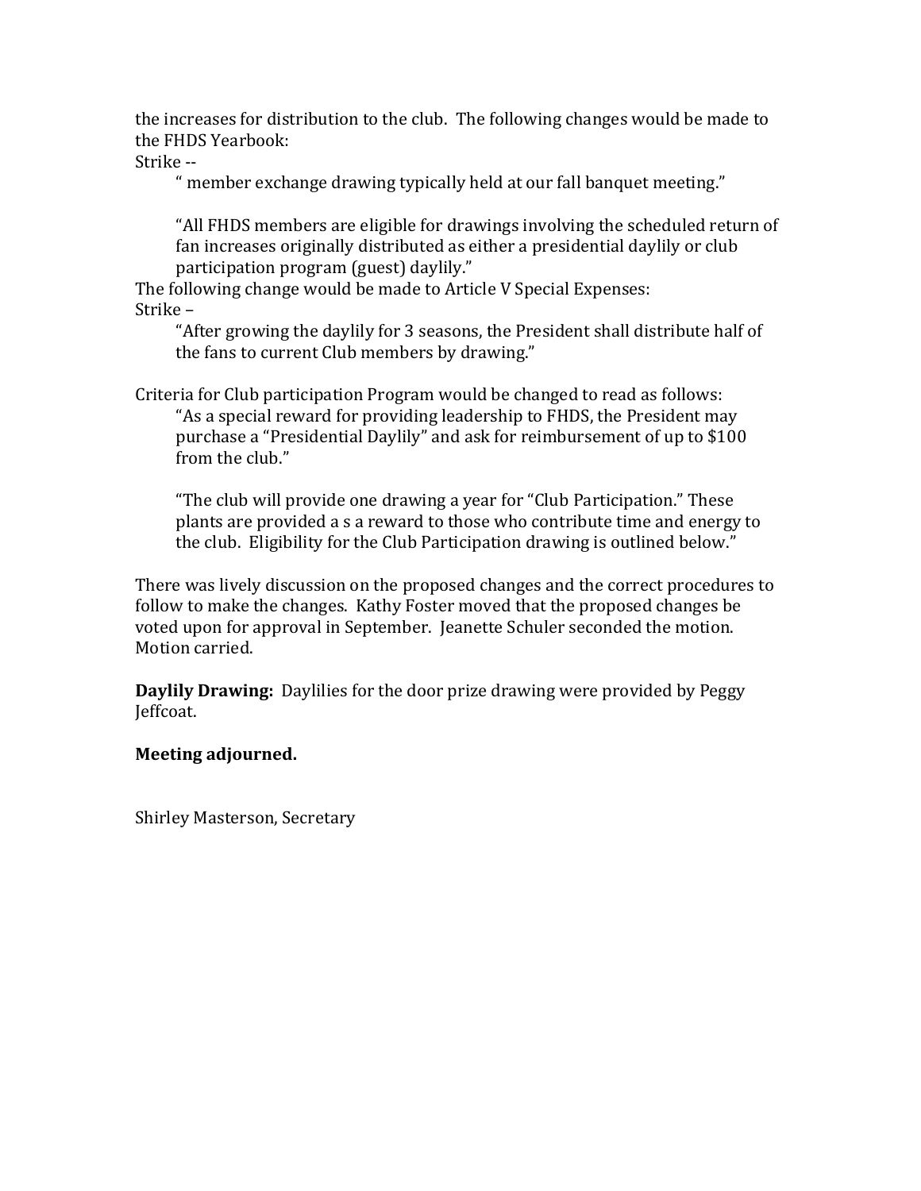the increases for distribution to the club. The following changes would be made to the FHDS Yearbook:

Strike --

> " member exchange drawing typically held at our fall banquet meeting."
>
> "All FHDS members are eligible for drawings involving the scheduled return of fan increases originally distributed as either a presidential daylily or club participation program (guest) daylily."

The following change would be made to Article V Special Expenses:

Strike –

> "After growing the daylily for 3 seasons, the President shall distribute half of the fans to current Club members by drawing."

Criteria for Club participation Program would be changed to read as follows:

> "As a special reward for providing leadership to FHDS, the President may purchase a "Presidential Daylily" and ask for reimbursement of up to $100 from the club."
>
> "The club will provide one drawing a year for "Club Participation." These plants are provided a s a reward to those who contribute time and energy to the club. Eligibility for the Club Participation drawing is outlined below."

There was lively discussion on the proposed changes and the correct procedures to follow to make the changes. Kathy Foster moved that the proposed changes be voted upon for approval in September. Jeanette Schuler seconded the motion. Motion carried.

**Daylily Drawing:** Daylilies for the door prize drawing were provided by Peggy Jeffcoat.

**Meeting adjourned.**

Shirley Masterson, Secretary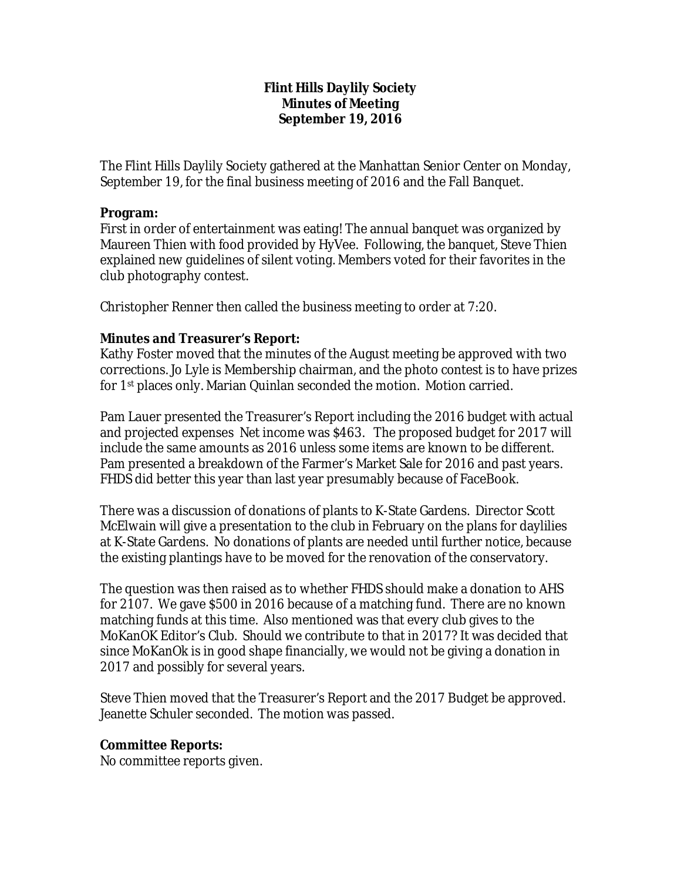**Flint Hills Daylily Society**
**Minutes of Meeting**
**September 19, 2016**

The Flint Hills Daylily Society gathered at the Manhattan Senior Center on Monday, September 19, for the final business meeting of 2016 and the Fall Banquet.

**Program:**
First in order of entertainment was eating! The annual banquet was organized by Maureen Thien with food provided by HyVee. Following, the banquet, Steve Thien explained new guidelines of silent voting. Members voted for their favorites in the club photography contest.

Christopher Renner then called the business meeting to order at 7:20.

**Minutes and Treasurer's Report:**
Kathy Foster moved that the minutes of the August meeting be approved with two corrections. Jo Lyle is Membership chairman, and the photo contest is to have prizes for 1st places only. Marian Quinlan seconded the motion. Motion carried.

Pam Lauer presented the Treasurer's Report including the 2016 budget with actual and projected expenses Net income was $463. The proposed budget for 2017 will include the same amounts as 2016 unless some items are known to be different. Pam presented a breakdown of the Farmer's Market Sale for 2016 and past years. FHDS did better this year than last year presumably because of FaceBook.

There was a discussion of donations of plants to K-State Gardens. Director Scott McElwain will give a presentation to the club in February on the plans for daylilies at K-State Gardens. No donations of plants are needed until further notice, because the existing plantings have to be moved for the renovation of the conservatory.

The question was then raised as to whether FHDS should make a donation to AHS for 2107. We gave $500 in 2016 because of a matching fund. There are no known matching funds at this time. Also mentioned was that every club gives to the MoKanOK Editor's Club. Should we contribute to that in 2017? It was decided that since MoKanOk is in good shape financially, we would not be giving a donation in 2017 and possibly for several years.

Steve Thien moved that the Treasurer's Report and the 2017 Budget be approved. Jeanette Schuler seconded. The motion was passed.

**Committee Reports:**
No committee reports given.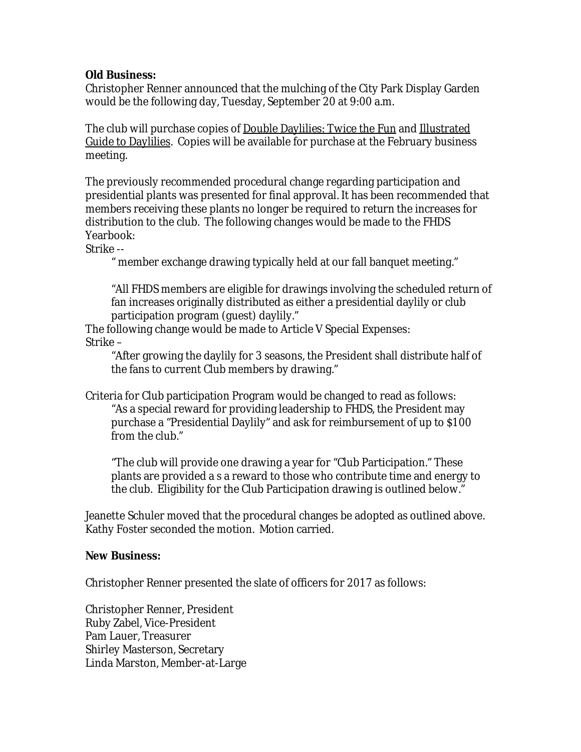**Old Business:**
Christopher Renner announced that the mulching of the City Park Display Garden would be the following day, Tuesday, September 20 at 9:00 a.m.

The club will purchase copies of <u>Double Daylilies: Twice the Fun</u> and <u>Illustrated Guide to Daylilies</u>. Copies will be available for purchase at the February business meeting.

The previously recommended procedural change regarding participation and presidential plants was presented for final approval. It has been recommended that members receiving these plants no longer be required to return the increases for distribution to the club. The following changes would be made to the FHDS Yearbook:

Strike --

> " member exchange drawing typically held at our fall banquet meeting."
>
> "All FHDS members are eligible for drawings involving the scheduled return of fan increases originally distributed as either a presidential daylily or club participation program (guest) daylily."

The following change would be made to Article V Special Expenses:

Strike –

> "After growing the daylily for 3 seasons, the President shall distribute half of the fans to current Club members by drawing."

Criteria for Club participation Program would be changed to read as follows:

> "As a special reward for providing leadership to FHDS, the President may purchase a "Presidential Daylily" and ask for reimbursement of up to $100 from the club."
>
> "The club will provide one drawing a year for "Club Participation." These plants are provided a s a reward to those who contribute time and energy to the club. Eligibility for the Club Participation drawing is outlined below."

Jeanette Schuler moved that the procedural changes be adopted as outlined above. Kathy Foster seconded the motion. Motion carried.

**New Business:**

Christopher Renner presented the slate of officers for 2017 as follows:

Christopher Renner, President
Ruby Zabel, Vice-President
Pam Lauer, Treasurer
Shirley Masterson, Secretary
Linda Marston, Member-at-Large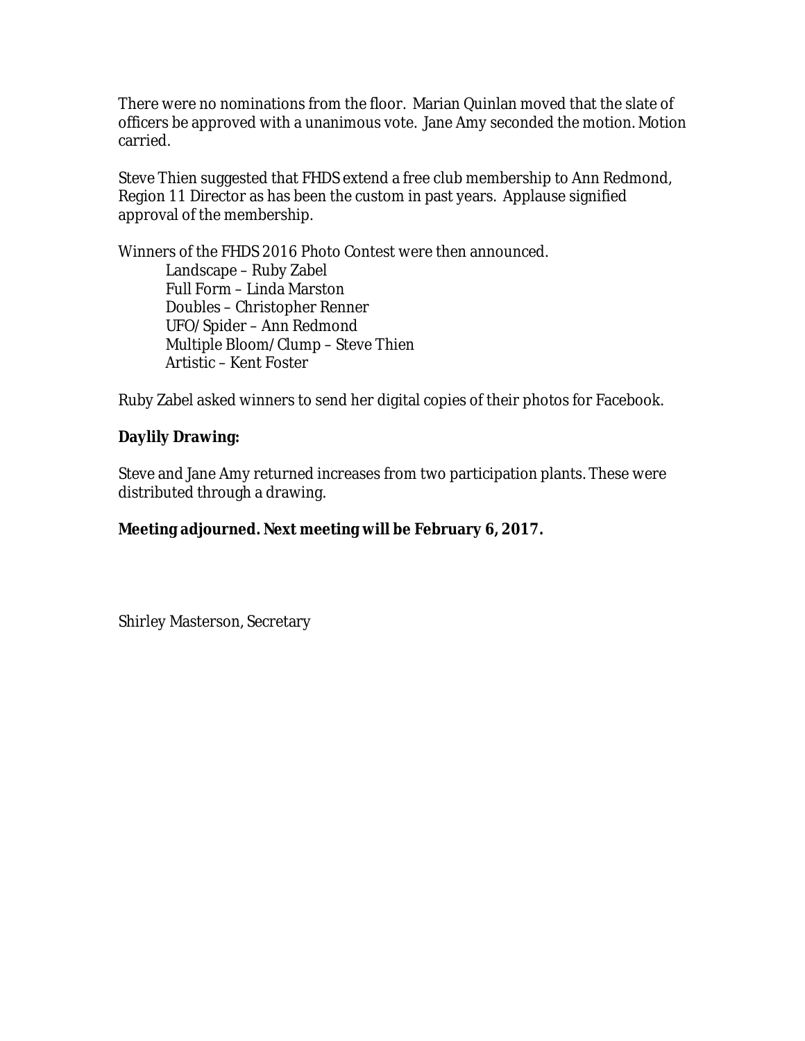There were no nominations from the floor. Marian Quinlan moved that the slate of officers be approved with a unanimous vote. Jane Amy seconded the motion. Motion carried.

Steve Thien suggested that FHDS extend a free club membership to Ann Redmond, Region 11 Director as has been the custom in past years. Applause signified approval of the membership.

Winners of the FHDS 2016 Photo Contest were then announced.

- Landscape – Ruby Zabel
- Full Form – Linda Marston
- Doubles – Christopher Renner
- UFO/Spider – Ann Redmond
- Multiple Bloom/Clump – Steve Thien
- Artistic – Kent Foster

Ruby Zabel asked winners to send her digital copies of their photos for Facebook.

**Daylily Drawing:**

Steve and Jane Amy returned increases from two participation plants. These were distributed through a drawing.

**Meeting adjourned. Next meeting will be February 6, 2017.**

Shirley Masterson, Secretary